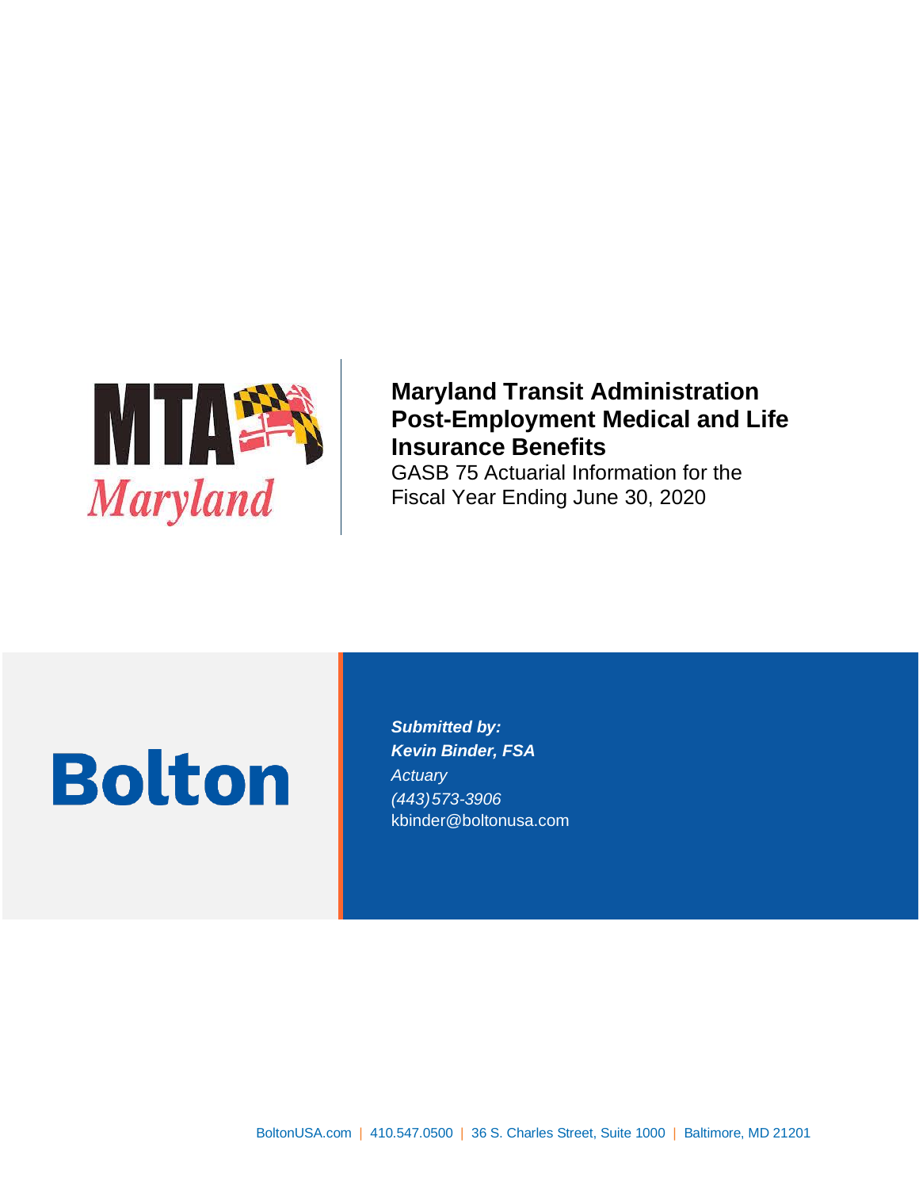# Maryland Transit Administration Post-Employment Medical and Life Insurance Benefits

GASB 75 Actuarial Information for the Fiscal Year Ending June 30, 2020

***Submitted by:***
***Kevin Binder, FSA***
*Actuary*
*(443)573-3906*
kbinder@boltonusa.com

BoltonUSA.com | 410.547.0500 | 36 S. Charles Street, Suite 1000 | Baltimore, MD 21201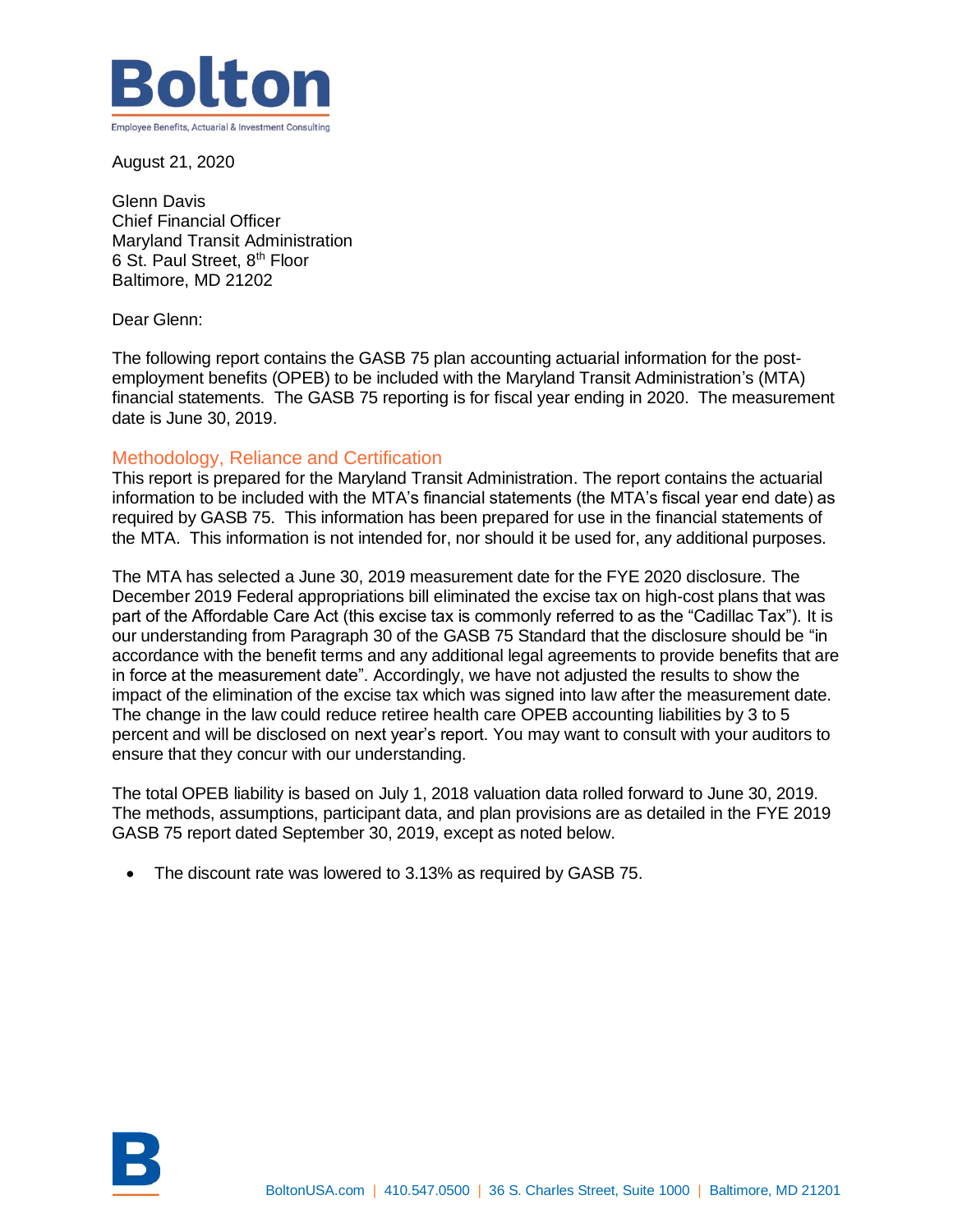Bolton
Employee Benefits, Actuarial & Investment Consulting

August 21, 2020

Glenn Davis
Chief Financial Officer
Maryland Transit Administration
6 St. Paul Street, 8th Floor
Baltimore, MD 21202

Dear Glenn:

The following report contains the GASB 75 plan accounting actuarial information for the post-employment benefits (OPEB) to be included with the Maryland Transit Administration's (MTA) financial statements. The GASB 75 reporting is for fiscal year ending in 2020. The measurement date is June 30, 2019.

## Methodology, Reliance and Certification

This report is prepared for the Maryland Transit Administration. The report contains the actuarial information to be included with the MTA's financial statements (the MTA's fiscal year end date) as required by GASB 75. This information has been prepared for use in the financial statements of the MTA. This information is not intended for, nor should it be used for, any additional purposes.

The MTA has selected a June 30, 2019 measurement date for the FYE 2020 disclosure. The December 2019 Federal appropriations bill eliminated the excise tax on high-cost plans that was part of the Affordable Care Act (this excise tax is commonly referred to as the "Cadillac Tax"). It is our understanding from Paragraph 30 of the GASB 75 Standard that the disclosure should be "in accordance with the benefit terms and any additional legal agreements to provide benefits that are in force at the measurement date". Accordingly, we have not adjusted the results to show the impact of the elimination of the excise tax which was signed into law after the measurement date. The change in the law could reduce retiree health care OPEB accounting liabilities by 3 to 5 percent and will be disclosed on next year's report. You may want to consult with your auditors to ensure that they concur with our understanding.

The total OPEB liability is based on July 1, 2018 valuation data rolled forward to June 30, 2019. The methods, assumptions, participant data, and plan provisions are as detailed in the FYE 2019 GASB 75 report dated September 30, 2019, except as noted below.

- The discount rate was lowered to 3.13% as required by GASB 75.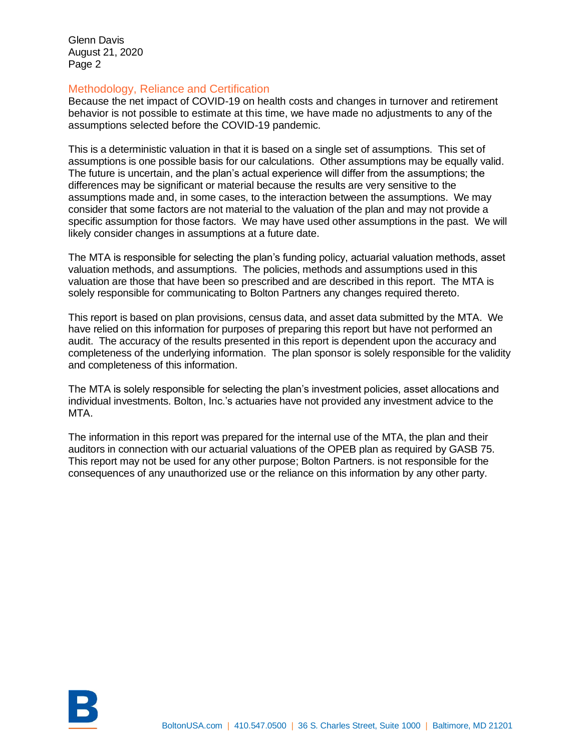## Methodology, Reliance and Certification

Because the net impact of COVID-19 on health costs and changes in turnover and retirement behavior is not possible to estimate at this time, we have made no adjustments to any of the assumptions selected before the COVID-19 pandemic.

This is a deterministic valuation in that it is based on a single set of assumptions. This set of assumptions is one possible basis for our calculations. Other assumptions may be equally valid. The future is uncertain, and the plan's actual experience will differ from the assumptions; the differences may be significant or material because the results are very sensitive to the assumptions made and, in some cases, to the interaction between the assumptions. We may consider that some factors are not material to the valuation of the plan and may not provide a specific assumption for those factors. We may have used other assumptions in the past. We will likely consider changes in assumptions at a future date.

The MTA is responsible for selecting the plan's funding policy, actuarial valuation methods, asset valuation methods, and assumptions. The policies, methods and assumptions used in this valuation are those that have been so prescribed and are described in this report. The MTA is solely responsible for communicating to Bolton Partners any changes required thereto.

This report is based on plan provisions, census data, and asset data submitted by the MTA. We have relied on this information for purposes of preparing this report but have not performed an audit. The accuracy of the results presented in this report is dependent upon the accuracy and completeness of the underlying information. The plan sponsor is solely responsible for the validity and completeness of this information.

The MTA is solely responsible for selecting the plan's investment policies, asset allocations and individual investments. Bolton, Inc.'s actuaries have not provided any investment advice to the MTA.

The information in this report was prepared for the internal use of the MTA, the plan and their auditors in connection with our actuarial valuations of the OPEB plan as required by GASB 75. This report may not be used for any other purpose; Bolton Partners. is not responsible for the consequences of any unauthorized use or the reliance on this information by any other party.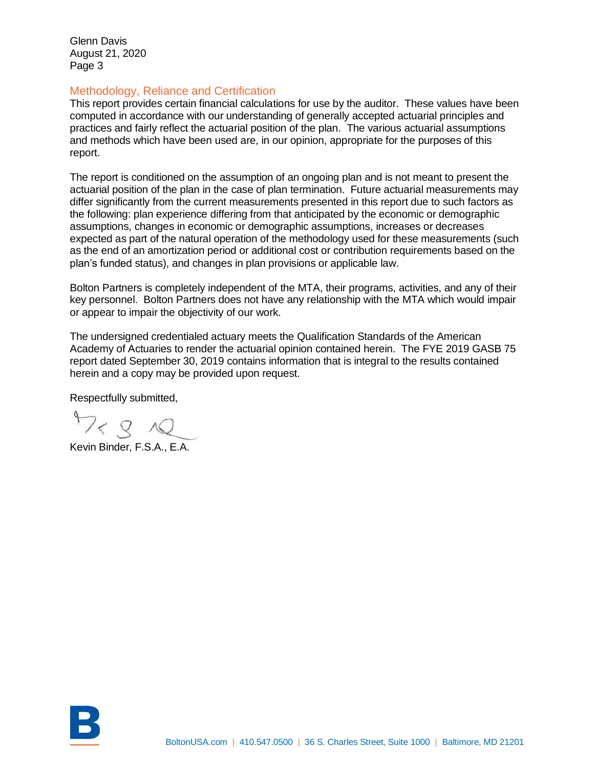## Methodology, Reliance and Certification

This report provides certain financial calculations for use by the auditor. These values have been computed in accordance with our understanding of generally accepted actuarial principles and practices and fairly reflect the actuarial position of the plan. The various actuarial assumptions and methods which have been used are, in our opinion, appropriate for the purposes of this report.

The report is conditioned on the assumption of an ongoing plan and is not meant to present the actuarial position of the plan in the case of plan termination. Future actuarial measurements may differ significantly from the current measurements presented in this report due to such factors as the following: plan experience differing from that anticipated by the economic or demographic assumptions, changes in economic or demographic assumptions, increases or decreases expected as part of the natural operation of the methodology used for these measurements (such as the end of an amortization period or additional cost or contribution requirements based on the plan's funded status), and changes in plan provisions or applicable law.

Bolton Partners is completely independent of the MTA, their programs, activities, and any of their key personnel. Bolton Partners does not have any relationship with the MTA which would impair or appear to impair the objectivity of our work.

The undersigned credentialed actuary meets the Qualification Standards of the American Academy of Actuaries to render the actuarial opinion contained herein. The FYE 2019 GASB 75 report dated September 30, 2019 contains information that is integral to the results contained herein and a copy may be provided upon request.

Respectfully submitted,

Kevin Binder, F.S.A., E.A.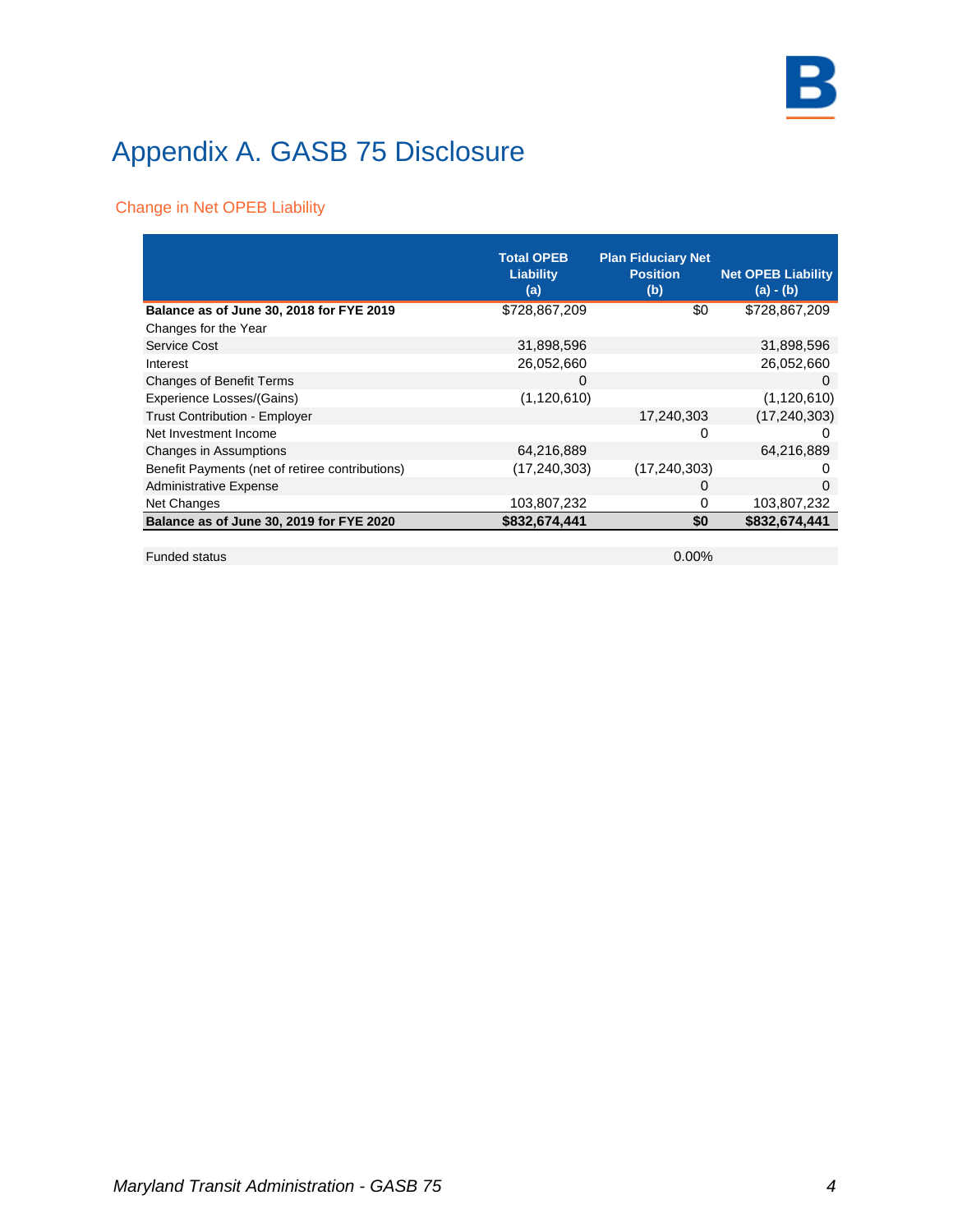# Appendix A. GASB 75 Disclosure

## Change in Net OPEB Liability

| | Total OPEB Liability (a) | Plan Fiduciary Net Position (b) | Net OPEB Liability (a) - (b) |
|---|---|---|---|
| **Balance as of June 30, 2018 for FYE 2019** | $728,867,209 | $0 | $728,867,209 |
| Changes for the Year | | | |
| Service Cost | 31,898,596 | | 31,898,596 |
| Interest | 26,052,660 | | 26,052,660 |
| Changes of Benefit Terms | 0 | | 0 |
| Experience Losses/(Gains) | (1,120,610) | | (1,120,610) |
| Trust Contribution - Employer | | 17,240,303 | (17,240,303) |
| Net Investment Income | | 0 | 0 |
| Changes in Assumptions | 64,216,889 | | 64,216,889 |
| Benefit Payments (net of retiree contributions) | (17,240,303) | (17,240,303) | 0 |
| Administrative Expense | | 0 | 0 |
| Net Changes | 103,807,232 | 0 | 103,807,232 |
| **Balance as of June 30, 2019 for FYE 2020** | **$832,674,441** | **$0** | **$832,674,441** |
| | | | |
| Funded status | | 0.00% | |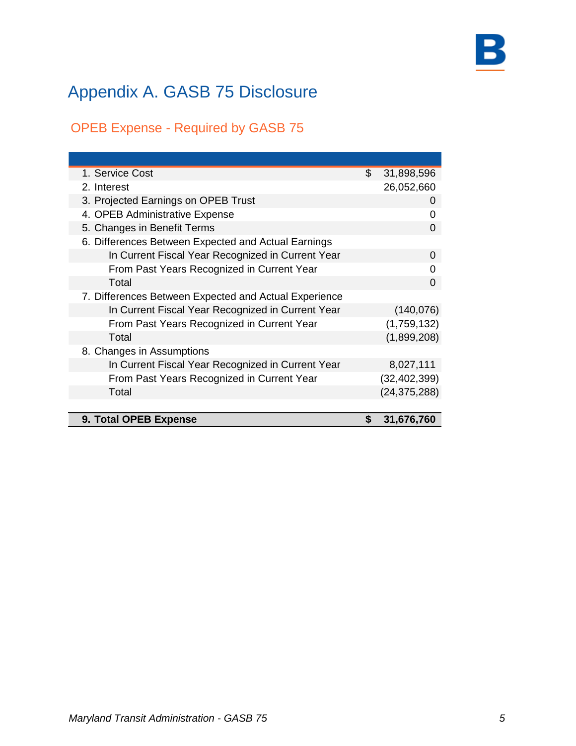# Appendix A. GASB 75 Disclosure

## OPEB Expense - Required by GASB 75

| | |
|---|---|
| 1. Service Cost | $ 31,898,596 |
| 2. Interest | 26,052,660 |
| 3. Projected Earnings on OPEB Trust | 0 |
| 4. OPEB Administrative Expense | 0 |
| 5. Changes in Benefit Terms | 0 |
| 6. Differences Between Expected and Actual Earnings | |
| In Current Fiscal Year Recognized in Current Year | 0 |
| From Past Years Recognized in Current Year | 0 |
| Total | 0 |
| 7. Differences Between Expected and Actual Experience | |
| In Current Fiscal Year Recognized in Current Year | (140,076) |
| From Past Years Recognized in Current Year | (1,759,132) |
| Total | (1,899,208) |
| 8. Changes in Assumptions | |
| In Current Fiscal Year Recognized in Current Year | 8,027,111 |
| From Past Years Recognized in Current Year | (32,402,399) |
| Total | (24,375,288) |
| **9. Total OPEB Expense** | **$ 31,676,760** |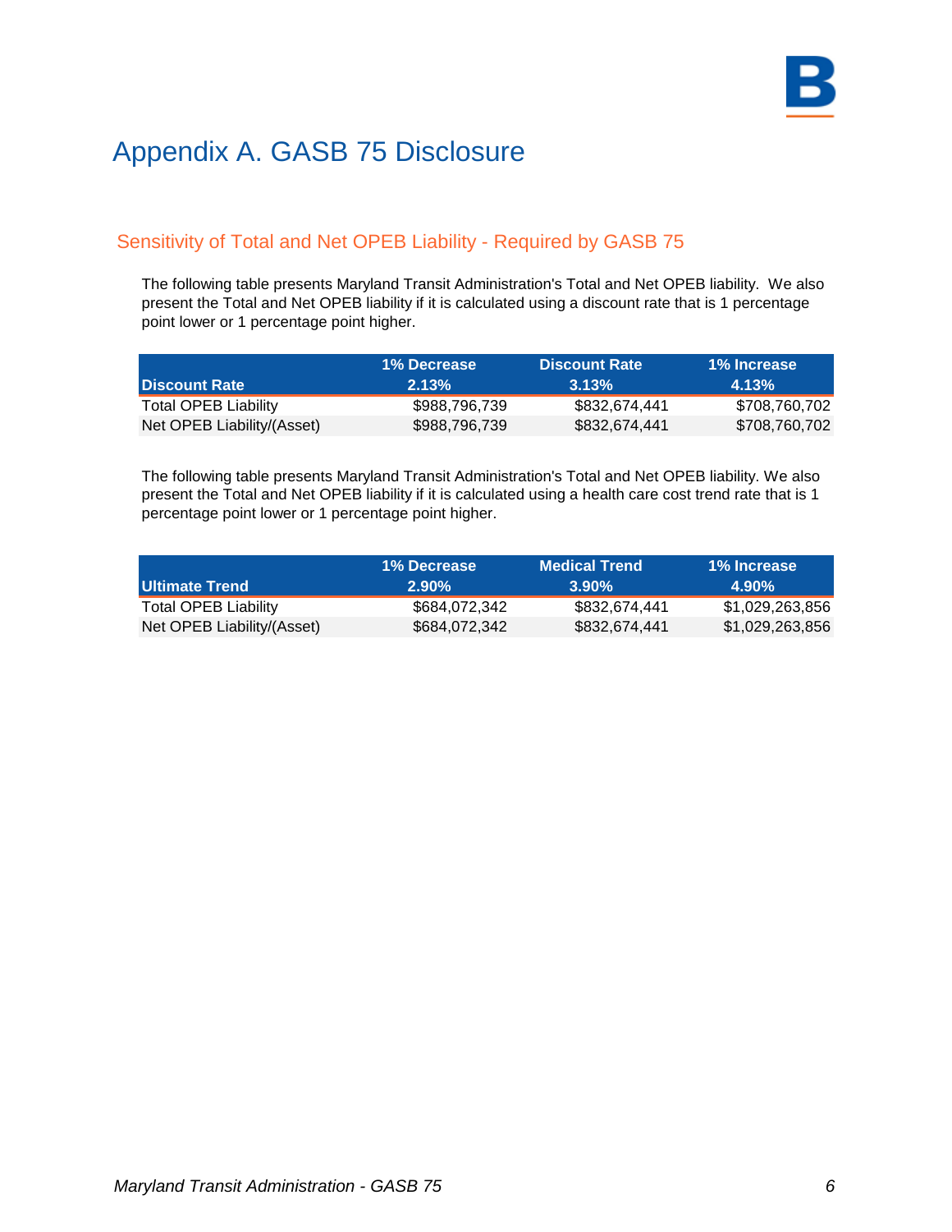# Appendix A. GASB 75 Disclosure

## Sensitivity of Total and Net OPEB Liability - Required by GASB 75

The following table presents Maryland Transit Administration's Total and Net OPEB liability. We also present the Total and Net OPEB liability if it is calculated using a discount rate that is 1 percentage point lower or 1 percentage point higher.

| Discount Rate | 1% Decrease 2.13% | Discount Rate 3.13% | 1% Increase 4.13% |
|---|---|---|---|
| Total OPEB Liability | $988,796,739 | $832,674,441 | $708,760,702 |
| Net OPEB Liability/(Asset) | $988,796,739 | $832,674,441 | $708,760,702 |

The following table presents Maryland Transit Administration's Total and Net OPEB liability. We also present the Total and Net OPEB liability if it is calculated using a health care cost trend rate that is 1 percentage point lower or 1 percentage point higher.

| Ultimate Trend | 1% Decrease 2.90% | Medical Trend 3.90% | 1% Increase 4.90% |
|---|---|---|---|
| Total OPEB Liability | $684,072,342 | $832,674,441 | $1,029,263,856 |
| Net OPEB Liability/(Asset) | $684,072,342 | $832,674,441 | $1,029,263,856 |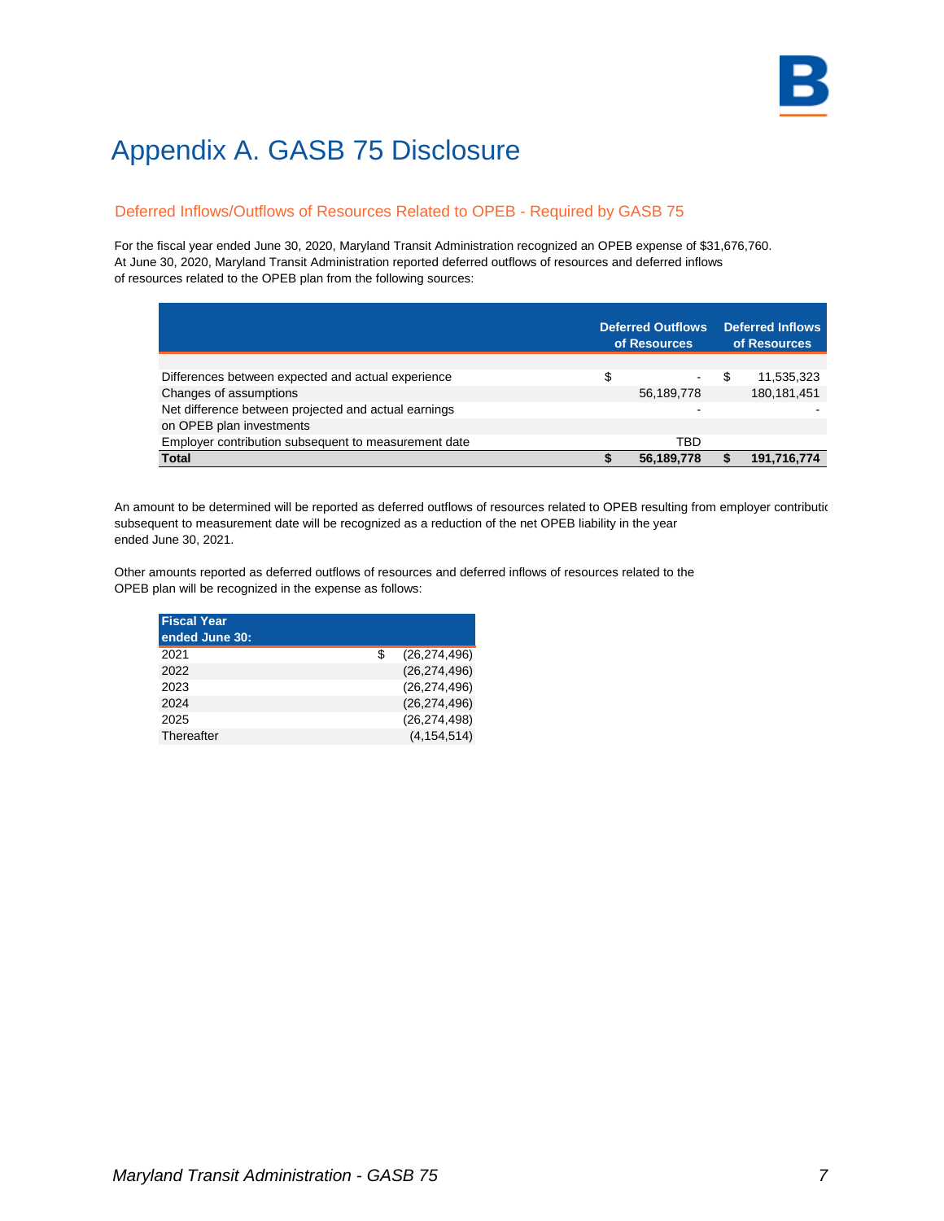# Appendix A. GASB 75 Disclosure

## Deferred Inflows/Outflows of Resources Related to OPEB - Required by GASB 75

For the fiscal year ended June 30, 2020, Maryland Transit Administration recognized an OPEB expense of $31,676,760. At June 30, 2020, Maryland Transit Administration reported deferred outflows of resources and deferred inflows of resources related to the OPEB plan from the following sources:

| | Deferred Outflows of Resources | Deferred Inflows of Resources |
|---|---|---|
| Differences between expected and actual experience | $ - | $ 11,535,323 |
| Changes of assumptions | 56,189,778 | 180,181,451 |
| Net difference between projected and actual earnings on OPEB plan investments | - | - |
| Employer contribution subsequent to measurement date | TBD | |
| **Total** | **$ 56,189,778** | **$ 191,716,774** |

An amount to be determined will be reported as deferred outflows of resources related to OPEB resulting from employer contributio subsequent to measurement date will be recognized as a reduction of the net OPEB liability in the year ended June 30, 2021.

Other amounts reported as deferred outflows of resources and deferred inflows of resources related to the OPEB plan will be recognized in the expense as follows:

| Fiscal Year ended June 30: | |
|---|---|
| 2021 | $ (26,274,496) |
| 2022 | (26,274,496) |
| 2023 | (26,274,496) |
| 2024 | (26,274,496) |
| 2025 | (26,274,498) |
| Thereafter | (4,154,514) |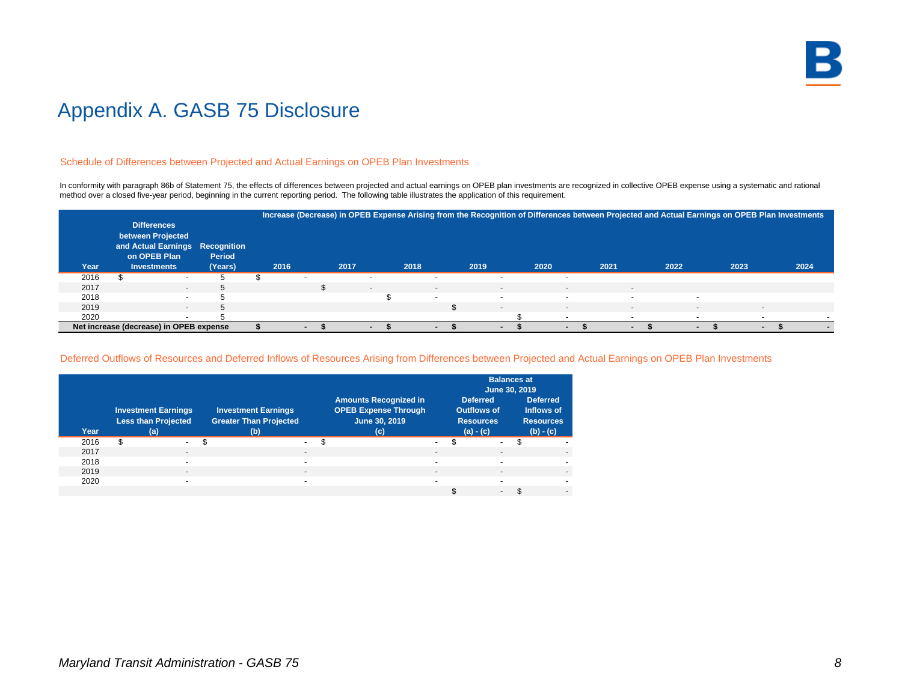# Appendix A. GASB 75 Disclosure

## Schedule of Differences between Projected and Actual Earnings on OPEB Plan Investments

In conformity with paragraph 86b of Statement 75, the effects of differences between projected and actual earnings on OPEB plan investments are recognized in collective OPEB expense using a systematic and rational method over a closed five-year period, beginning in the current reporting period. The following table illustrates the application of this requirement.

| | | | Increase (Decrease) in OPEB Expense Arising from the Recognition of Differences between Projected and Actual Earnings on OPEB Plan Investments | | | | | | | | |
|---|---|---|---|---|---|---|---|---|---|---|---|
| **Year** | **Differences between Projected and Actual Earnings on OPEB Plan Investments** | **Recognition Period (Years)** | **2016** | **2017** | **2018** | **2019** | **2020** | **2021** | **2022** | **2023** | **2024** |
| 2016 | $ - | 5 | $ - | - | - | - | - | | | | |
| 2017 | - | 5 | | $ - | - | - | - | - | | | |
| 2018 | - | 5 | | | $ - | - | - | - | - | | |
| 2019 | - | 5 | | | | $ - | - | - | - | - | |
| 2020 | - | 5 | | | | | $ - | - | - | - | - |
| **Net increase (decrease) in OPEB expense** | | | **$ -** | **$ -** | **$ -** | **$ -** | **$ -** | **$ -** | **$ -** | **$ -** | **$ -** |

## Deferred Outflows of Resources and Deferred Inflows of Resources Arising from Differences between Projected and Actual Earnings on OPEB Plan Investments

| | | | | Balances at June 30, 2019 | |
|---|---|---|---|---|---|
| **Year** | **Investment Earnings Less than Projected (a)** | **Investment Earnings Greater Than Projected (b)** | **Amounts Recognized in OPEB Expense Through June 30, 2019 (c)** | **Deferred Outflows of Resources (a) - (c)** | **Deferred Inflows of Resources (b) - (c)** |
| 2016 | $ - | $ - | $ - | $ - | $ - |
| 2017 | - | - | - | - | - |
| 2018 | - | - | - | - | - |
| 2019 | - | - | - | - | - |
| 2020 | - | - | - | - | - |
| | | | | $ - | $ - |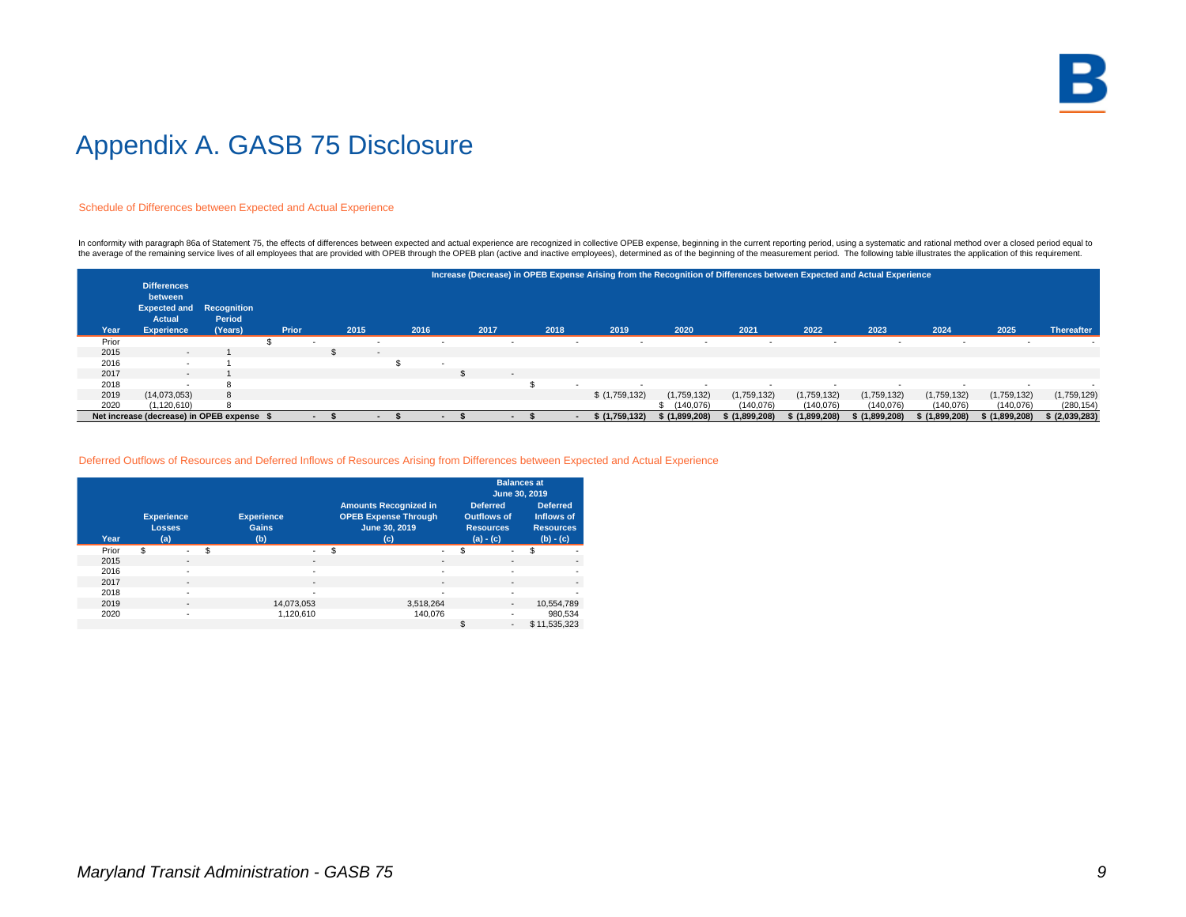# Appendix A. GASB 75 Disclosure

## Schedule of Differences between Expected and Actual Experience

In conformity with paragraph 86a of Statement 75, the effects of differences between expected and actual experience are recognized in collective OPEB expense, beginning in the current reporting period, using a systematic and rational method over a closed period equal to the average of the remaining service lives of all employees that are provided with OPEB through the OPEB plan (active and inactive employees), determined as of the beginning of the measurement period. The following table illustrates the application of this requirement.

| | | | Increase (Decrease) in OPEB Expense Arising from the Recognition of Differences between Expected and Actual Experience | | | | | | | | | | | | |
|---|---|---|---|---|---|---|---|---|---|---|---|---|---|---|---|
| Year | Differences between Expected and Actual Experience | Recognition Period (Years) | Prior | 2015 | 2016 | 2017 | 2018 | 2019 | 2020 | 2021 | 2022 | 2023 | 2024 | 2025 | Thereafter |
| Prior | | | $ - | - | - | - | - | - | - | - | - | - | - | - | - |
| 2015 | - | 1 | | $ - | | | | | | | | | | | |
| 2016 | - | 1 | | | $ - | | | | | | | | | | |
| 2017 | - | 1 | | | | $ - | | | | | | | | | |
| 2018 | - | 8 | | | | | $ - | - | - | - | - | - | - | - | - |
| 2019 | (14,073,053) | 8 | | | | | | $ (1,759,132) | (1,759,132) | (1,759,132) | (1,759,132) | (1,759,132) | (1,759,132) | (1,759,132) | (1,759,129) |
| 2020 | (1,120,610) | 8 | | | | | | | $ (140,076) | (140,076) | (140,076) | (140,076) | (140,076) | (140,076) | (280,154) |
| **Net increase (decrease) in OPEB expense** | | | **$ -** | **$ -** | **$ -** | **$ -** | **$ -** | **$ (1,759,132)** | **$ (1,899,208)** | **$ (1,899,208)** | **$ (1,899,208)** | **$ (1,899,208)** | **$ (1,899,208)** | **$ (1,899,208)** | **$ (2,039,283)** |

## Deferred Outflows of Resources and Deferred Inflows of Resources Arising from Differences between Expected and Actual Experience

| | | | | Balances at June 30, 2019 | |
|---|---|---|---|---|---|
| Year | Experience Losses (a) | Experience Gains (b) | Amounts Recognized in OPEB Expense Through June 30, 2019 (c) | Deferred Outflows of Resources (a) - (c) | Deferred Inflows of Resources (b) - (c) |
| Prior | $ - | $ - | $ - | $ - | $ - |
| 2015 | - | - | - | - | - |
| 2016 | - | - | - | - | - |
| 2017 | - | - | - | - | - |
| 2018 | - | - | - | - | - |
| 2019 | - | 14,073,053 | 3,518,264 | - | 10,554,789 |
| 2020 | - | 1,120,610 | 140,076 | - | 980,534 |
| | | | | $ - | $ 11,535,323 |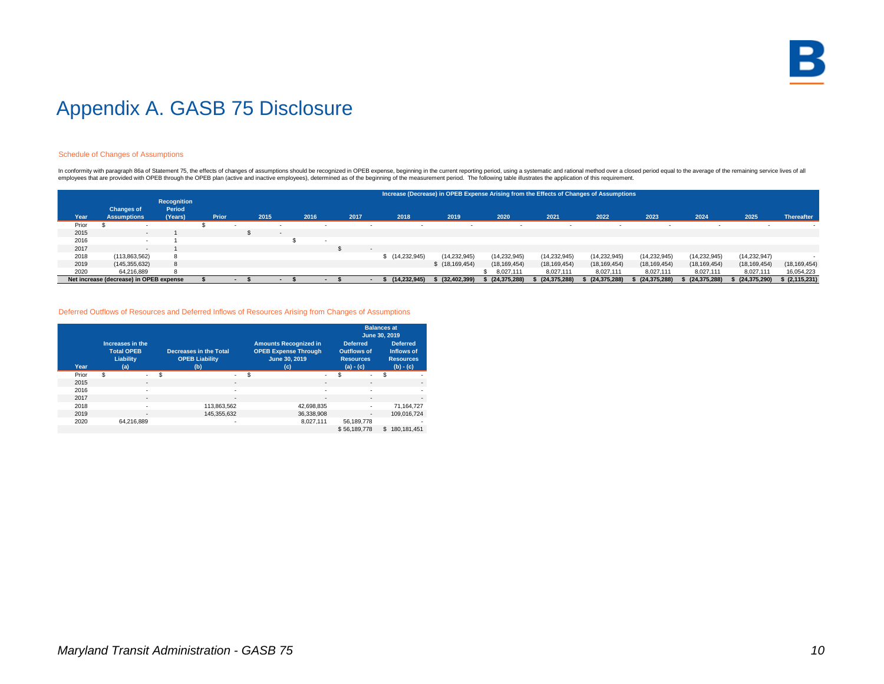# Appendix A. GASB 75 Disclosure

## Schedule of Changes of Assumptions

In conformity with paragraph 86a of Statement 75, the effects of changes of assumptions should be recognized in OPEB expense, beginning in the current reporting period, using a systematic and rational method over a closed period equal to the average of the remaining service lives of all employees that are provided with OPEB through the OPEB plan (active and inactive employees), determined as of the beginning of the measurement period. The following table illustrates the application of this requirement.

| Year | Changes of Assumptions | Recognition Period (Years) | Increase (Decrease) in OPEB Expense Arising from the Effects of Changes of Assumptions | | | | | | | | | | | | |
|---|---|---|---|---|---|---|---|---|---|---|---|---|---|---|---|
| | | | Prior | 2015 | 2016 | 2017 | 2018 | 2019 | 2020 | 2021 | 2022 | 2023 | 2024 | 2025 | Thereafter |
| Prior | $ - | | $ - | - | - | - | - | - | - | - | - | - | - | - | - |
| 2015 | - | 1 | | $ - | | | | | | | | | | | |
| 2016 | - | 1 | | | $ - | | | | | | | | | | |
| 2017 | - | 1 | | | | $ - | | | | | | | | | |
| 2018 | (113,863,562) | 8 | | | | | $ (14,232,945) | (14,232,945) | (14,232,945) | (14,232,945) | (14,232,945) | (14,232,945) | (14,232,945) | (14,232,947) | - |
| 2019 | (145,355,632) | 8 | | | | | | $ (18,169,454) | (18,169,454) | (18,169,454) | (18,169,454) | (18,169,454) | (18,169,454) | (18,169,454) | (18,169,454) |
| 2020 | 64,216,889 | 8 | | | | | | | $ 8,027,111 | 8,027,111 | 8,027,111 | 8,027,111 | 8,027,111 | 8,027,111 | 16,054,223 |
| **Net increase (decrease) in OPEB expense** | | | **$ -** | **$ -** | **$ -** | **$ -** | **$ (14,232,945)** | **$ (32,402,399)** | **$ (24,375,288)** | **$ (24,375,288)** | **$ (24,375,288)** | **$ (24,375,288)** | **$ (24,375,288)** | **$ (24,375,290)** | **$ (2,115,231)** |

## Deferred Outflows of Resources and Deferred Inflows of Resources Arising from Changes of Assumptions

| Year | Increases in the Total OPEB Liability (a) | Decreases in the Total OPEB Liability (b) | Amounts Recognized in OPEB Expense Through June 30, 2019 (c) | Balances at June 30, 2019 | |
|---|---|---|---|---|---|
| | | | | Deferred Outflows of Resources (a) - (c) | Deferred Inflows of Resources (b) - (c) |
| Prior | $ - | $ - | $ - | $ - | $ - |
| 2015 | - | - | - | - | - |
| 2016 | - | - | - | - | - |
| 2017 | - | - | - | - | - |
| 2018 | - | 113,863,562 | 42,698,835 | - | 71,164,727 |
| 2019 | - | 145,355,632 | 36,338,908 | - | 109,016,724 |
| 2020 | 64,216,889 | - | 8,027,111 | 56,189,778 | - |
| | | | | $ 56,189,778 | $ 180,181,451 |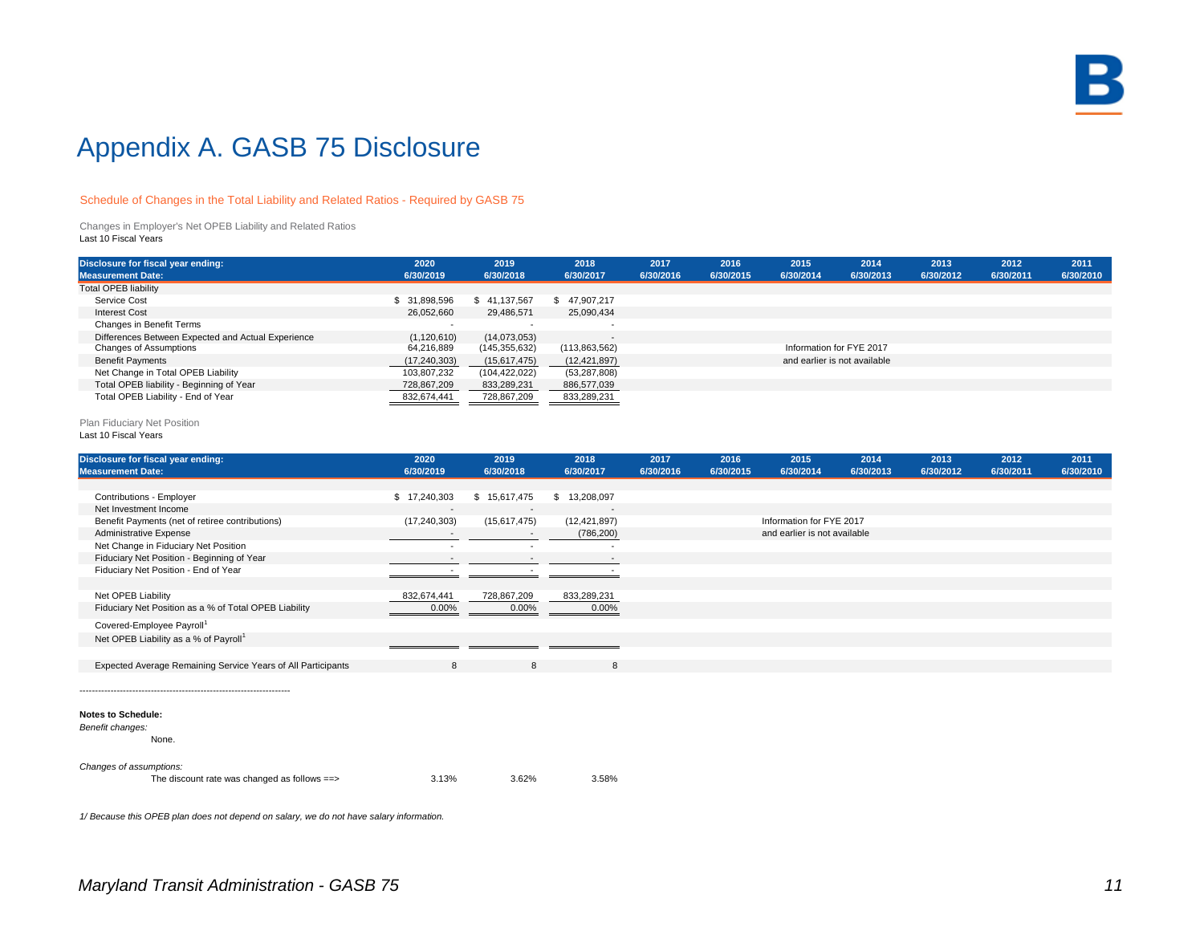# Appendix A. GASB 75 Disclosure

Schedule of Changes in the Total Liability and Related Ratios - Required by GASB 75

Changes in Employer's Net OPEB Liability and Related Ratios
Last 10 Fiscal Years

| Disclosure for fiscal year ending: | 2020 | 2019 | 2018 | 2017 | 2016 | 2015 | 2014 | 2013 | 2012 | 2011 |
|---|---|---|---|---|---|---|---|---|---|---|
| Measurement Date: | 6/30/2019 | 6/30/2018 | 6/30/2017 | 6/30/2016 | 6/30/2015 | 6/30/2014 | 6/30/2013 | 6/30/2012 | 6/30/2011 | 6/30/2010 |
| Total OPEB liability | | | | | | | | | | |
| Service Cost | $ 31,898,596 | $ 41,137,567 | $ 47,907,217 | | | | | | | |
| Interest Cost | 26,052,660 | 29,486,571 | 25,090,434 | | | | | | | |
| Changes in Benefit Terms | - | - | - | | | | | | | |
| Differences Between Expected and Actual Experience | (1,120,610) | (14,073,053) | - | | | | | | | |
| Changes of Assumptions | 64,216,889 | (145,355,632) | (113,863,562) | | | Information for FYE 2017 | | | | |
| Benefit Payments | (17,240,303) | (15,617,475) | (12,421,897) | | | and earlier is not available | | | | |
| Net Change in Total OPEB Liability | 103,807,232 | (104,422,022) | (53,287,808) | | | | | | | |
| Total OPEB liability - Beginning of Year | 728,867,209 | 833,289,231 | 886,577,039 | | | | | | | |
| Total OPEB Liability - End of Year | 832,674,441 | 728,867,209 | 833,289,231 | | | | | | | |

Plan Fiduciary Net Position
Last 10 Fiscal Years

| Disclosure for fiscal year ending: | 2020 | 2019 | 2018 | 2017 | 2016 | 2015 | 2014 | 2013 | 2012 | 2011 |
|---|---|---|---|---|---|---|---|---|---|---|
| Measurement Date: | 6/30/2019 | 6/30/2018 | 6/30/2017 | 6/30/2016 | 6/30/2015 | 6/30/2014 | 6/30/2013 | 6/30/2012 | 6/30/2011 | 6/30/2010 |
| Contributions - Employer | $ 17,240,303 | $ 15,617,475 | $ 13,208,097 | | | | | | | |
| Net Investment Income | - | - | - | | | | | | | |
| Benefit Payments (net of retiree contributions) | (17,240,303) | (15,617,475) | (12,421,897) | | | Information for FYE 2017 | | | | |
| Administrative Expense | - | - | (786,200) | | | and earlier is not available | | | | |
| Net Change in Fiduciary Net Position | - | - | - | | | | | | | |
| Fiduciary Net Position - Beginning of Year | - | - | - | | | | | | | |
| Fiduciary Net Position - End of Year | - | - | - | | | | | | | |
| | | | | | | | | | | |
| Net OPEB Liability | 832,674,441 | 728,867,209 | 833,289,231 | | | | | | | |
| Fiduciary Net Position as a % of Total OPEB Liability | 0.00% | 0.00% | 0.00% | | | | | | | |
| Covered-Employee Payroll[1] | | | | | | | | | | |
| Net OPEB Liability as a % of Payroll[1] | | | | | | | | | | |
| | | | | | | | | | | |
| Expected Average Remaining Service Years of All Participants | 8 | 8 | 8 | | | | | | | |

**Notes to Schedule:**

*Benefit changes:*

None.

*Changes of assumptions:*

| | 2020 | 2019 | 2018 |
|---|---|---|---|
| The discount rate was changed as follows ==> | 3.13% | 3.62% | 3.58% |

*1/ Because this OPEB plan does not depend on salary, we do not have salary information.*